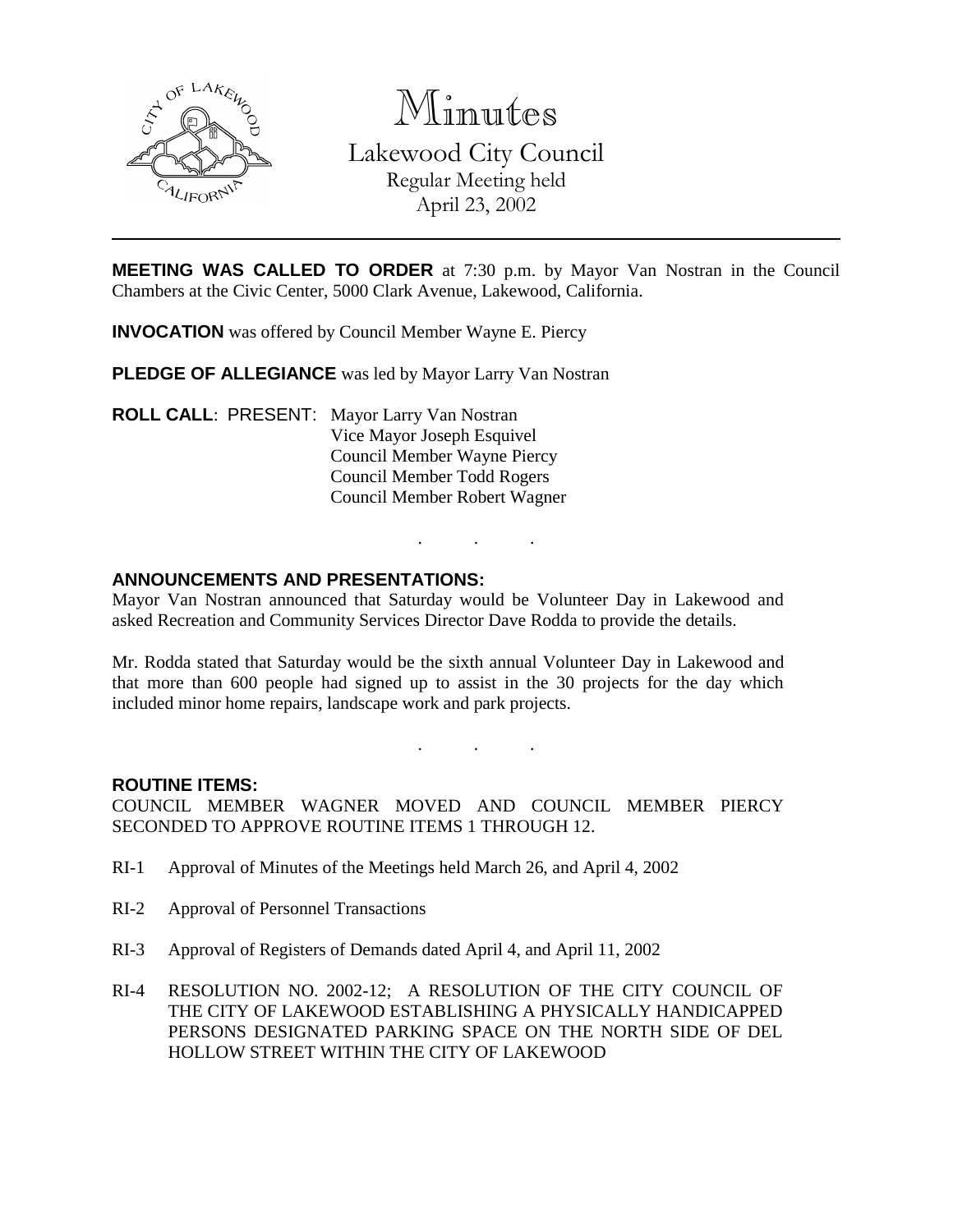# Minutes

## Lakewood City Council

Regular Meeting held
April 23, 2002

---

**MEETING WAS CALLED TO ORDER** at 7:30 p.m. by Mayor Van Nostran in the Council Chambers at the Civic Center, 5000 Clark Avenue, Lakewood, California.

**INVOCATION** was offered by Council Member Wayne E. Piercy

**PLEDGE OF ALLEGIANCE** was led by Mayor Larry Van Nostran

**ROLL CALL**: PRESENT: Mayor Larry Van Nostran
Vice Mayor Joseph Esquivel
Council Member Wayne Piercy
Council Member Todd Rogers
Council Member Robert Wagner

. . .

**ANNOUNCEMENTS AND PRESENTATIONS:**

Mayor Van Nostran announced that Saturday would be Volunteer Day in Lakewood and asked Recreation and Community Services Director Dave Rodda to provide the details.

Mr. Rodda stated that Saturday would be the sixth annual Volunteer Day in Lakewood and that more than 600 people had signed up to assist in the 30 projects for the day which included minor home repairs, landscape work and park projects.

. . .

**ROUTINE ITEMS:**

COUNCIL MEMBER WAGNER MOVED AND COUNCIL MEMBER PIERCY SECONDED TO APPROVE ROUTINE ITEMS 1 THROUGH 12.

RI-1 Approval of Minutes of the Meetings held March 26, and April 4, 2002

RI-2 Approval of Personnel Transactions

RI-3 Approval of Registers of Demands dated April 4, and April 11, 2002

RI-4 RESOLUTION NO. 2002-12; A RESOLUTION OF THE CITY COUNCIL OF THE CITY OF LAKEWOOD ESTABLISHING A PHYSICALLY HANDICAPPED PERSONS DESIGNATED PARKING SPACE ON THE NORTH SIDE OF DEL HOLLOW STREET WITHIN THE CITY OF LAKEWOOD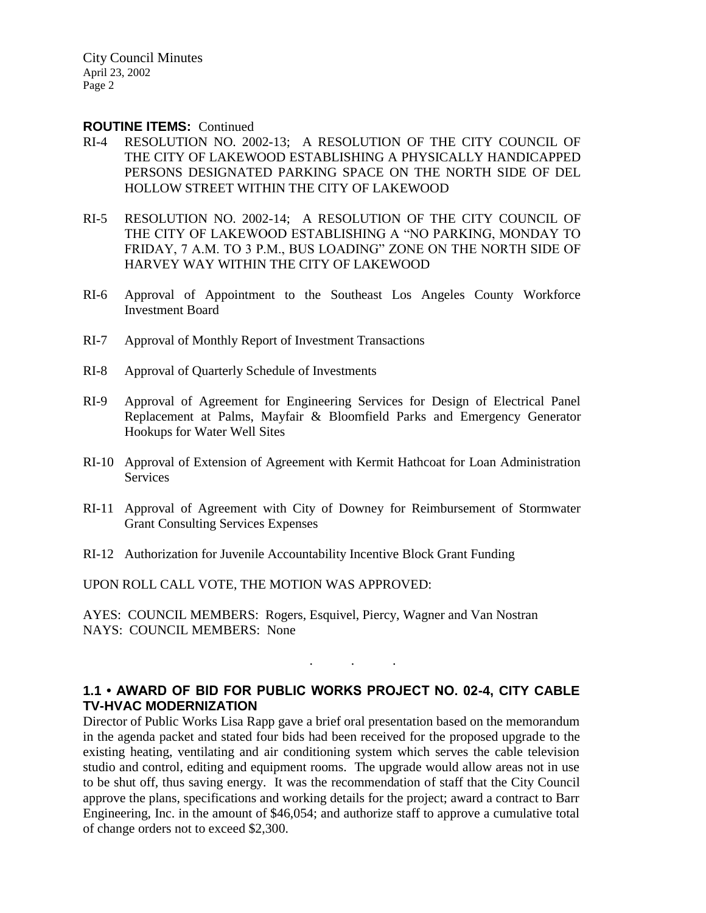**ROUTINE ITEMS:** Continued

RI-4 RESOLUTION NO. 2002-13; A RESOLUTION OF THE CITY COUNCIL OF THE CITY OF LAKEWOOD ESTABLISHING A PHYSICALLY HANDICAPPED PERSONS DESIGNATED PARKING SPACE ON THE NORTH SIDE OF DEL HOLLOW STREET WITHIN THE CITY OF LAKEWOOD

RI-5 RESOLUTION NO. 2002-14; A RESOLUTION OF THE CITY COUNCIL OF THE CITY OF LAKEWOOD ESTABLISHING A "NO PARKING, MONDAY TO FRIDAY, 7 A.M. TO 3 P.M., BUS LOADING" ZONE ON THE NORTH SIDE OF HARVEY WAY WITHIN THE CITY OF LAKEWOOD

RI-6 Approval of Appointment to the Southeast Los Angeles County Workforce Investment Board

RI-7 Approval of Monthly Report of Investment Transactions

RI-8 Approval of Quarterly Schedule of Investments

RI-9 Approval of Agreement for Engineering Services for Design of Electrical Panel Replacement at Palms, Mayfair & Bloomfield Parks and Emergency Generator Hookups for Water Well Sites

RI-10 Approval of Extension of Agreement with Kermit Hathcoat for Loan Administration Services

RI-11 Approval of Agreement with City of Downey for Reimbursement of Stormwater Grant Consulting Services Expenses

RI-12 Authorization for Juvenile Accountability Incentive Block Grant Funding

UPON ROLL CALL VOTE, THE MOTION WAS APPROVED:

AYES: COUNCIL MEMBERS: Rogers, Esquivel, Piercy, Wagner and Van Nostran
NAYS: COUNCIL MEMBERS: None

. . .

## 1.1 • AWARD OF BID FOR PUBLIC WORKS PROJECT NO. 02-4, CITY CABLE TV-HVAC MODERNIZATION

Director of Public Works Lisa Rapp gave a brief oral presentation based on the memorandum in the agenda packet and stated four bids had been received for the proposed upgrade to the existing heating, ventilating and air conditioning system which serves the cable television studio and control, editing and equipment rooms. The upgrade would allow areas not in use to be shut off, thus saving energy. It was the recommendation of staff that the City Council approve the plans, specifications and working details for the project; award a contract to Barr Engineering, Inc. in the amount of $46,054; and authorize staff to approve a cumulative total of change orders not to exceed $2,300.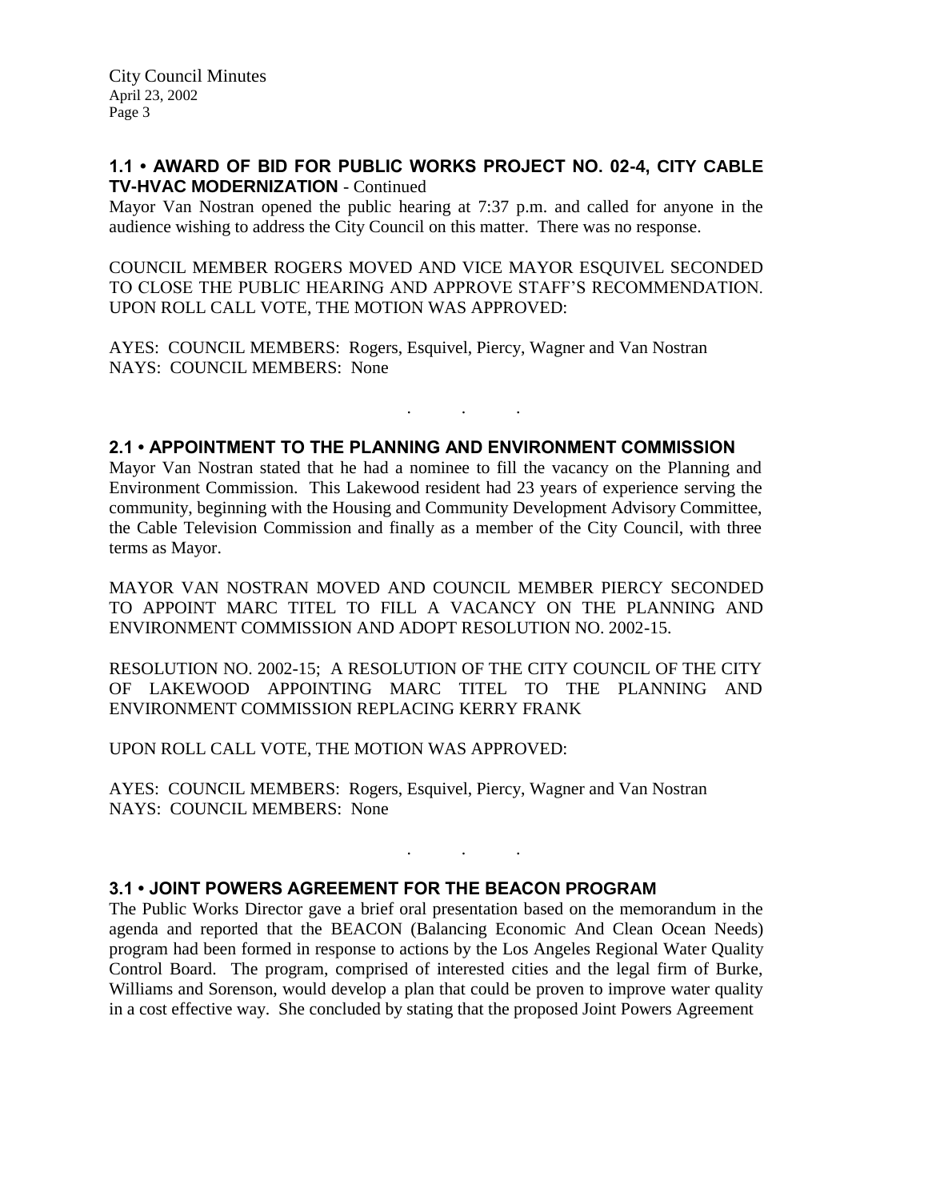### 1.1 • AWARD OF BID FOR PUBLIC WORKS PROJECT NO. 02-4, CITY CABLE TV-HVAC MODERNIZATION - Continued

Mayor Van Nostran opened the public hearing at 7:37 p.m. and called for anyone in the audience wishing to address the City Council on this matter. There was no response.

COUNCIL MEMBER ROGERS MOVED AND VICE MAYOR ESQUIVEL SECONDED TO CLOSE THE PUBLIC HEARING AND APPROVE STAFF'S RECOMMENDATION. UPON ROLL CALL VOTE, THE MOTION WAS APPROVED:

AYES: COUNCIL MEMBERS: Rogers, Esquivel, Piercy, Wagner and Van Nostran
NAYS: COUNCIL MEMBERS: None

. . .

### 2.1 • APPOINTMENT TO THE PLANNING AND ENVIRONMENT COMMISSION

Mayor Van Nostran stated that he had a nominee to fill the vacancy on the Planning and Environment Commission. This Lakewood resident had 23 years of experience serving the community, beginning with the Housing and Community Development Advisory Committee, the Cable Television Commission and finally as a member of the City Council, with three terms as Mayor.

MAYOR VAN NOSTRAN MOVED AND COUNCIL MEMBER PIERCY SECONDED TO APPOINT MARC TITEL TO FILL A VACANCY ON THE PLANNING AND ENVIRONMENT COMMISSION AND ADOPT RESOLUTION NO. 2002-15.

RESOLUTION NO. 2002-15; A RESOLUTION OF THE CITY COUNCIL OF THE CITY OF LAKEWOOD APPOINTING MARC TITEL TO THE PLANNING AND ENVIRONMENT COMMISSION REPLACING KERRY FRANK

UPON ROLL CALL VOTE, THE MOTION WAS APPROVED:

AYES: COUNCIL MEMBERS: Rogers, Esquivel, Piercy, Wagner and Van Nostran
NAYS: COUNCIL MEMBERS: None

. . .

### 3.1 • JOINT POWERS AGREEMENT FOR THE BEACON PROGRAM

The Public Works Director gave a brief oral presentation based on the memorandum in the agenda and reported that the BEACON (Balancing Economic And Clean Ocean Needs) program had been formed in response to actions by the Los Angeles Regional Water Quality Control Board. The program, comprised of interested cities and the legal firm of Burke, Williams and Sorenson, would develop a plan that could be proven to improve water quality in a cost effective way. She concluded by stating that the proposed Joint Powers Agreement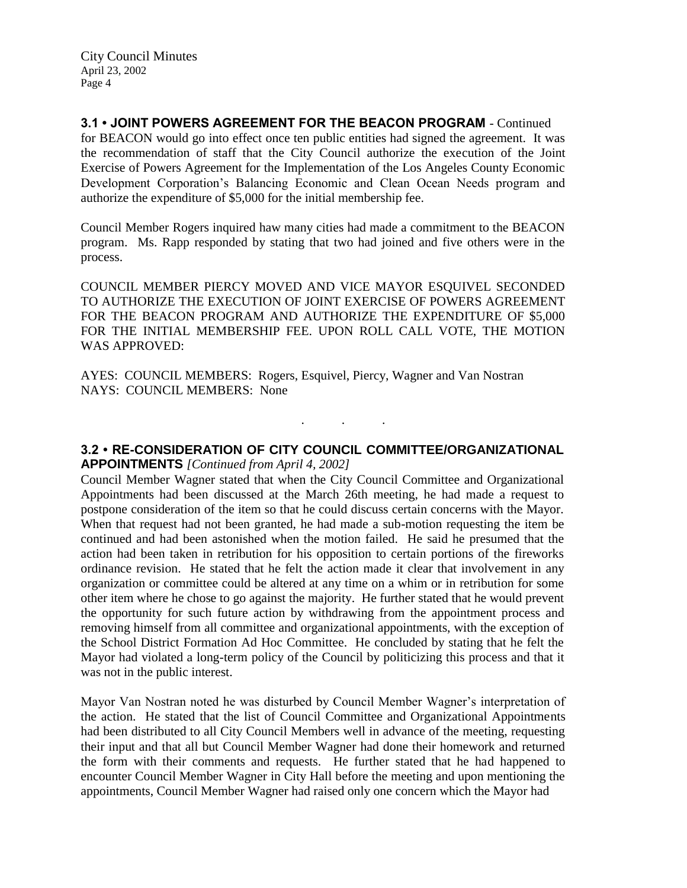**3.1 • JOINT POWERS AGREEMENT FOR THE BEACON PROGRAM** - Continued

for BEACON would go into effect once ten public entities had signed the agreement. It was the recommendation of staff that the City Council authorize the execution of the Joint Exercise of Powers Agreement for the Implementation of the Los Angeles County Economic Development Corporation's Balancing Economic and Clean Ocean Needs program and authorize the expenditure of $5,000 for the initial membership fee.

Council Member Rogers inquired haw many cities had made a commitment to the BEACON program. Ms. Rapp responded by stating that two had joined and five others were in the process.

COUNCIL MEMBER PIERCY MOVED AND VICE MAYOR ESQUIVEL SECONDED TO AUTHORIZE THE EXECUTION OF JOINT EXERCISE OF POWERS AGREEMENT FOR THE BEACON PROGRAM AND AUTHORIZE THE EXPENDITURE OF $5,000 FOR THE INITIAL MEMBERSHIP FEE. UPON ROLL CALL VOTE, THE MOTION WAS APPROVED:

AYES: COUNCIL MEMBERS: Rogers, Esquivel, Piercy, Wagner and Van Nostran
NAYS: COUNCIL MEMBERS: None

. . .

**3.2 • RE-CONSIDERATION OF CITY COUNCIL COMMITTEE/ORGANIZATIONAL APPOINTMENTS** *[Continued from April 4, 2002]*

Council Member Wagner stated that when the City Council Committee and Organizational Appointments had been discussed at the March 26th meeting, he had made a request to postpone consideration of the item so that he could discuss certain concerns with the Mayor. When that request had not been granted, he had made a sub-motion requesting the item be continued and had been astonished when the motion failed. He said he presumed that the action had been taken in retribution for his opposition to certain portions of the fireworks ordinance revision. He stated that he felt the action made it clear that involvement in any organization or committee could be altered at any time on a whim or in retribution for some other item where he chose to go against the majority. He further stated that he would prevent the opportunity for such future action by withdrawing from the appointment process and removing himself from all committee and organizational appointments, with the exception of the School District Formation Ad Hoc Committee. He concluded by stating that he felt the Mayor had violated a long-term policy of the Council by politicizing this process and that it was not in the public interest.

Mayor Van Nostran noted he was disturbed by Council Member Wagner's interpretation of the action. He stated that the list of Council Committee and Organizational Appointments had been distributed to all City Council Members well in advance of the meeting, requesting their input and that all but Council Member Wagner had done their homework and returned the form with their comments and requests. He further stated that he had happened to encounter Council Member Wagner in City Hall before the meeting and upon mentioning the appointments, Council Member Wagner had raised only one concern which the Mayor had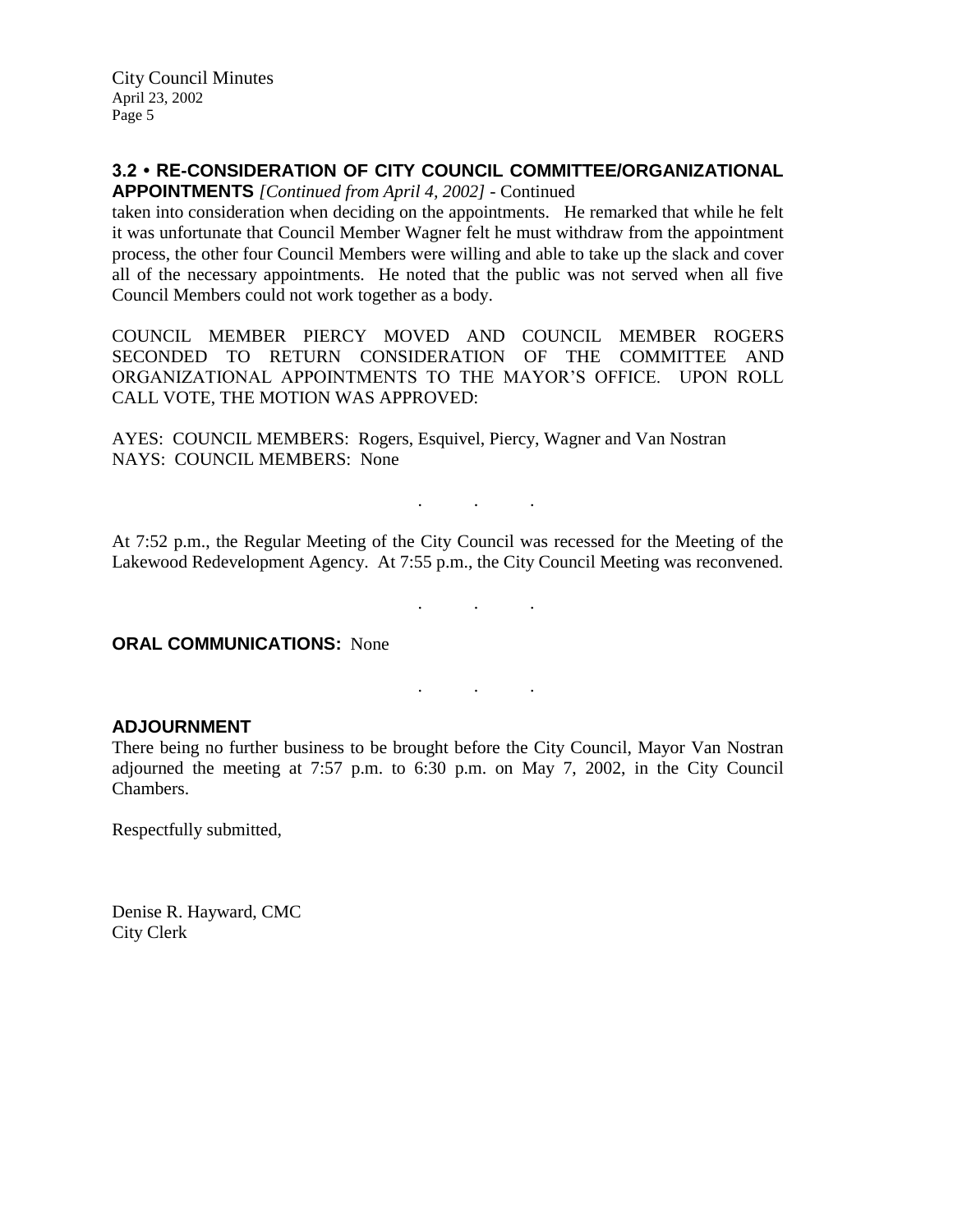### 3.2 • RE-CONSIDERATION OF CITY COUNCIL COMMITTEE/ORGANIZATIONAL APPOINTMENTS *[Continued from April 4, 2002]* - Continued

taken into consideration when deciding on the appointments. He remarked that while he felt it was unfortunate that Council Member Wagner felt he must withdraw from the appointment process, the other four Council Members were willing and able to take up the slack and cover all of the necessary appointments. He noted that the public was not served when all five Council Members could not work together as a body.

COUNCIL MEMBER PIERCY MOVED AND COUNCIL MEMBER ROGERS SECONDED TO RETURN CONSIDERATION OF THE COMMITTEE AND ORGANIZATIONAL APPOINTMENTS TO THE MAYOR'S OFFICE. UPON ROLL CALL VOTE, THE MOTION WAS APPROVED:

AYES: COUNCIL MEMBERS: Rogers, Esquivel, Piercy, Wagner and Van Nostran
NAYS: COUNCIL MEMBERS: None

. . .

At 7:52 p.m., the Regular Meeting of the City Council was recessed for the Meeting of the Lakewood Redevelopment Agency. At 7:55 p.m., the City Council Meeting was reconvened.

. . .

**ORAL COMMUNICATIONS:** None

. . .

### ADJOURNMENT

There being no further business to be brought before the City Council, Mayor Van Nostran adjourned the meeting at 7:57 p.m. to 6:30 p.m. on May 7, 2002, in the City Council Chambers.

Respectfully submitted,

Denise R. Hayward, CMC
City Clerk